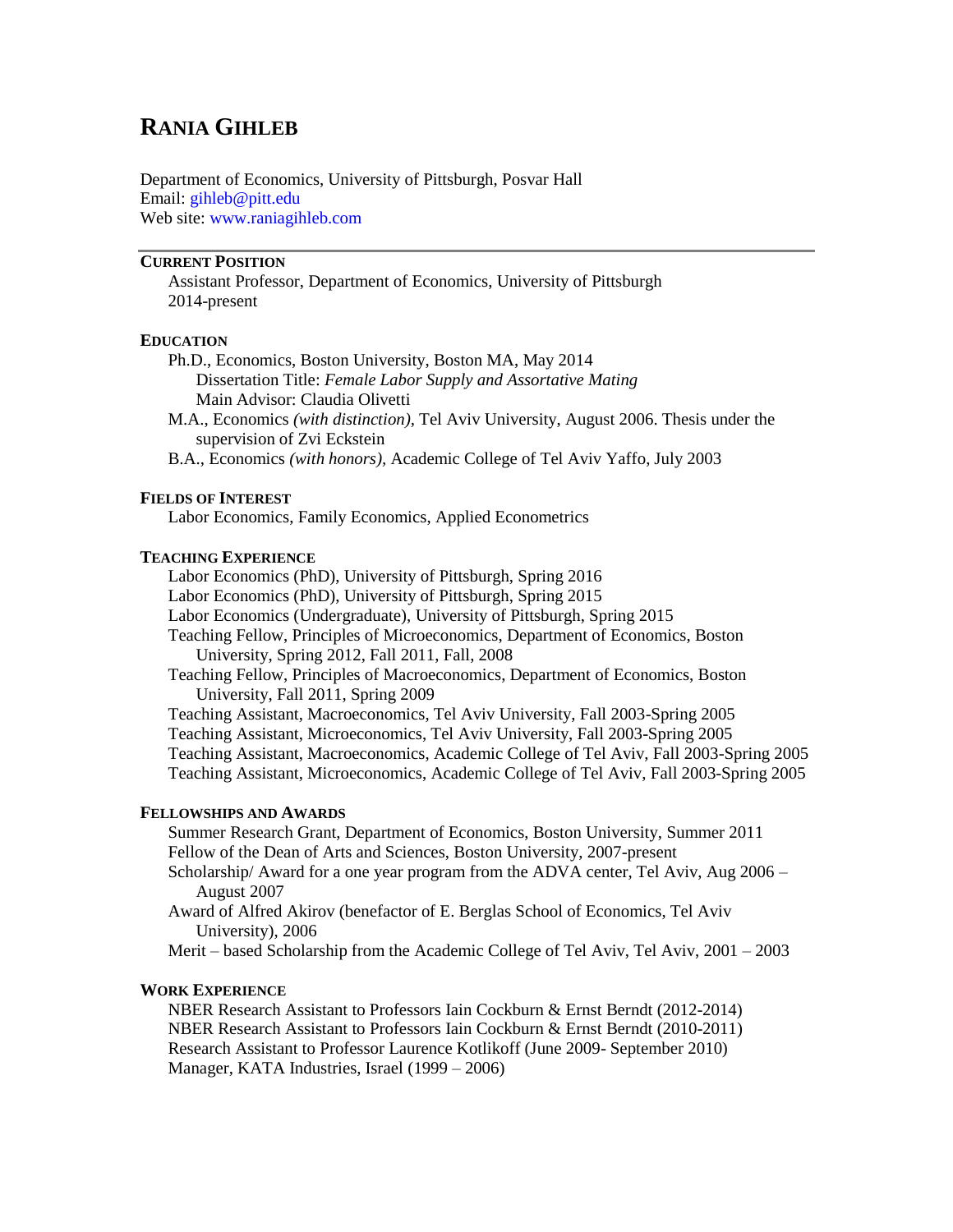# RANIA GIHLEB

Department of Economics, University of Pittsburgh, Posvar Hall
Email: gihleb@pitt.edu
Web site: www.raniagihleb.com

## CURRENT POSITION

Assistant Professor, Department of Economics, University of Pittsburgh
2014-present

## EDUCATION

Ph.D., Economics, Boston University, Boston MA, May 2014
  Dissertation Title: *Female Labor Supply and Assortative Mating*
  Main Advisor: Claudia Olivetti

M.A., Economics *(with distinction)*, Tel Aviv University, August 2006. Thesis under the supervision of Zvi Eckstein

B.A., Economics *(with honors)*, Academic College of Tel Aviv Yaffo, July 2003

## FIELDS OF INTEREST

Labor Economics, Family Economics, Applied Econometrics

## TEACHING EXPERIENCE

Labor Economics (PhD), University of Pittsburgh, Spring 2016
Labor Economics (PhD), University of Pittsburgh, Spring 2015
Labor Economics (Undergraduate), University of Pittsburgh, Spring 2015
Teaching Fellow, Principles of Microeconomics, Department of Economics, Boston University, Spring 2012, Fall 2011, Fall, 2008
Teaching Fellow, Principles of Macroeconomics, Department of Economics, Boston University, Fall 2011, Spring 2009
Teaching Assistant, Macroeconomics, Tel Aviv University, Fall 2003-Spring 2005
Teaching Assistant, Microeconomics, Tel Aviv University, Fall 2003-Spring 2005
Teaching Assistant, Macroeconomics, Academic College of Tel Aviv, Fall 2003-Spring 2005
Teaching Assistant, Microeconomics, Academic College of Tel Aviv, Fall 2003-Spring 2005

## FELLOWSHIPS AND AWARDS

Summer Research Grant, Department of Economics, Boston University, Summer 2011
Fellow of the Dean of Arts and Sciences, Boston University, 2007-present
Scholarship/ Award for a one year program from the ADVA center, Tel Aviv, Aug 2006 – August 2007
Award of Alfred Akirov (benefactor of E. Berglas School of Economics, Tel Aviv University), 2006
Merit – based Scholarship from the Academic College of Tel Aviv, Tel Aviv, 2001 – 2003

## WORK EXPERIENCE

NBER Research Assistant to Professors Iain Cockburn & Ernst Berndt (2012-2014)
NBER Research Assistant to Professors Iain Cockburn & Ernst Berndt (2010-2011)
Research Assistant to Professor Laurence Kotlikoff (June 2009- September 2010)
Manager, KATA Industries, Israel (1999 – 2006)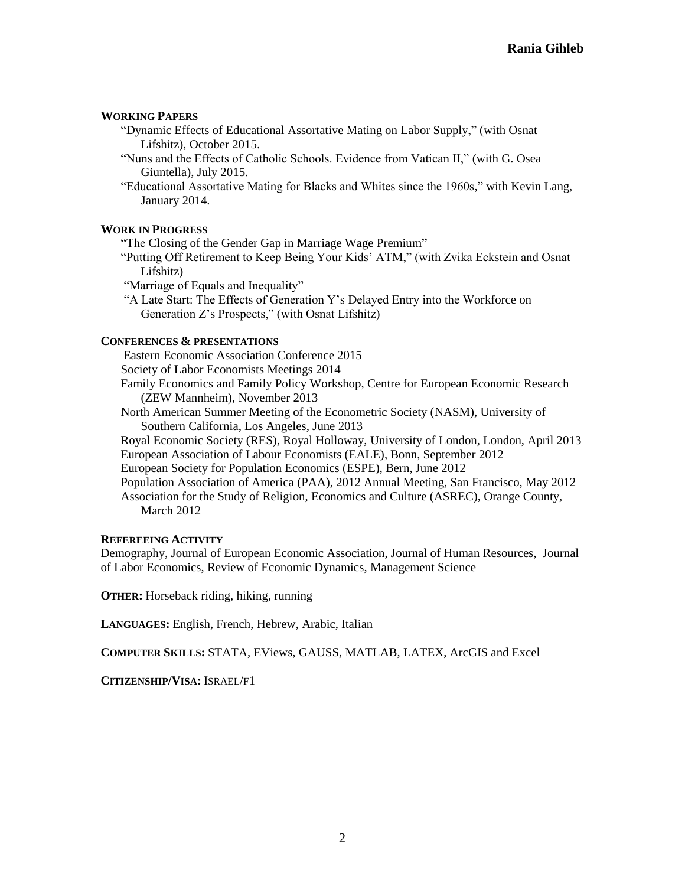## WORKING PAPERS

- "Dynamic Effects of Educational Assortative Mating on Labor Supply," (with Osnat Lifshitz), October 2015.
- "Nuns and the Effects of Catholic Schools. Evidence from Vatican II," (with G. Osea Giuntella), July 2015.
- "Educational Assortative Mating for Blacks and Whites since the 1960s," with Kevin Lang, January 2014.

## WORK IN PROGRESS

- "The Closing of the Gender Gap in Marriage Wage Premium"
- "Putting Off Retirement to Keep Being Your Kids' ATM," (with Zvika Eckstein and Osnat Lifshitz)
- "Marriage of Equals and Inequality"
- "A Late Start: The Effects of Generation Y's Delayed Entry into the Workforce on Generation Z's Prospects," (with Osnat Lifshitz)

## CONFERENCES & PRESENTATIONS

- Eastern Economic Association Conference 2015
- Society of Labor Economists Meetings 2014
- Family Economics and Family Policy Workshop, Centre for European Economic Research (ZEW Mannheim), November 2013
- North American Summer Meeting of the Econometric Society (NASM), University of Southern California, Los Angeles, June 2013
- Royal Economic Society (RES), Royal Holloway, University of London, London, April 2013
- European Association of Labour Economists (EALE), Bonn, September 2012
- European Society for Population Economics (ESPE), Bern, June 2012
- Population Association of America (PAA), 2012 Annual Meeting, San Francisco, May 2012
- Association for the Study of Religion, Economics and Culture (ASREC), Orange County, March 2012

## REFEREEING ACTIVITY

Demography, Journal of European Economic Association, Journal of Human Resources, Journal of Labor Economics, Review of Economic Dynamics, Management Science

**OTHER:** Horseback riding, hiking, running

**LANGUAGES:** English, French, Hebrew, Arabic, Italian

**COMPUTER SKILLS:** STATA, EViews, GAUSS, MATLAB, LATEX, ArcGIS and Excel

**CITIZENSHIP/VISA:** ISRAEL/F1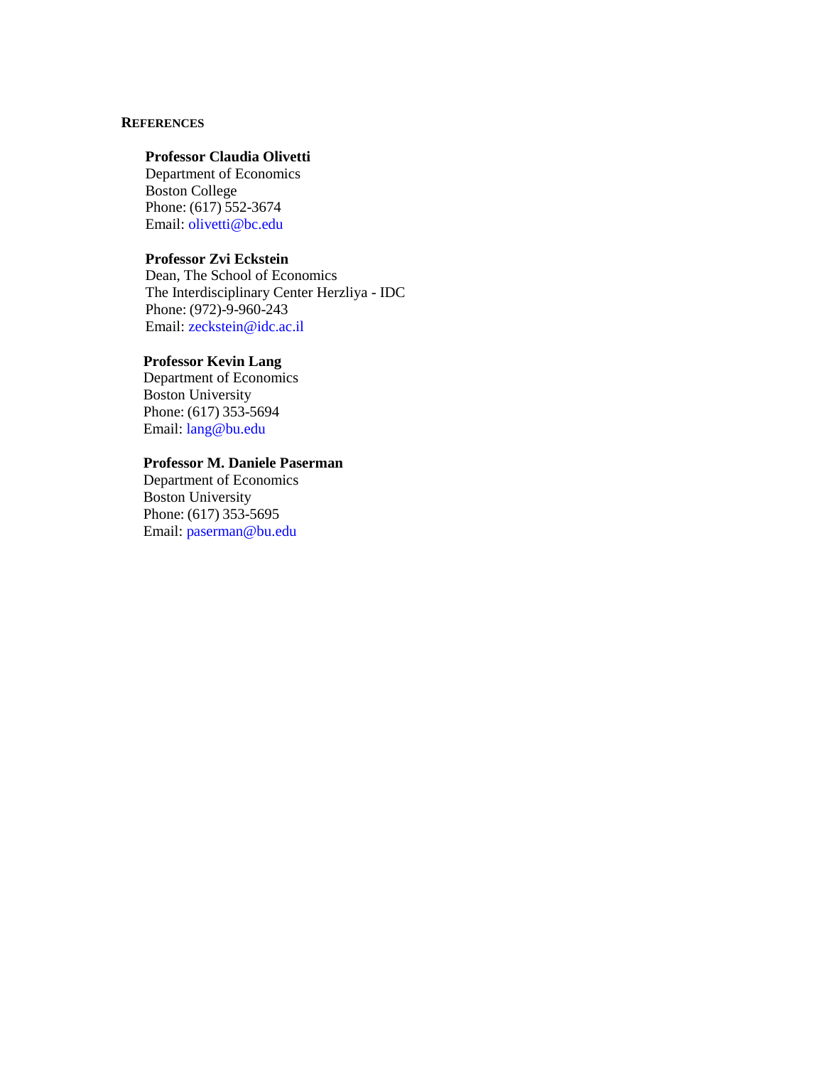## REFERENCES

**Professor Claudia Olivetti**
Department of Economics
Boston College
Phone: (617) 552-3674
Email: olivetti@bc.edu

**Professor Zvi Eckstein**
Dean, The School of Economics
The Interdisciplinary Center Herzliya - IDC
Phone: (972)-9-960-243
Email: zeckstein@idc.ac.il

**Professor Kevin Lang**
Department of Economics
Boston University
Phone: (617) 353-5694
Email: lang@bu.edu

**Professor M. Daniele Paserman**
Department of Economics
Boston University
Phone: (617) 353-5695
Email: paserman@bu.edu